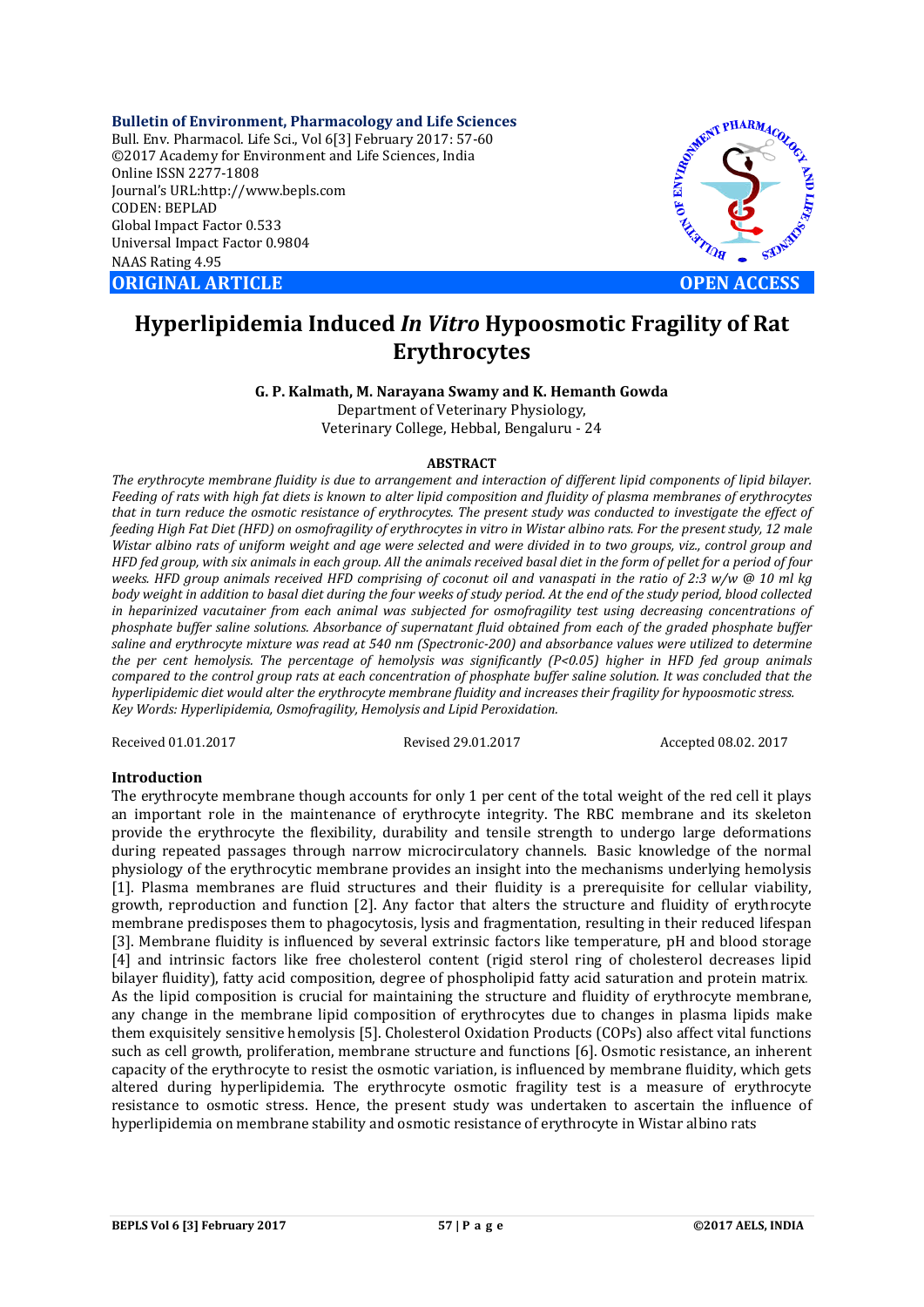**Bulletin of Environment, Pharmacology and Life Sciences**
Bull. Env. Pharmacol. Life Sci., Vol 6[3] February 2017: 57-60
©2017 Academy for Environment and Life Sciences, India
Online ISSN 2277-1808
Journal's URL:http://www.bepls.com
CODEN: BEPLAD
Global Impact Factor 0.533
Universal Impact Factor 0.9804
NAAS Rating 4.95

**ORIGINAL ARTICLE** **OPEN ACCESS**

# Hyperlipidemia Induced *In Vitro* Hypoosmotic Fragility of Rat Erythrocytes

**G. P. Kalmath, M. Narayana Swamy and K. Hemanth Gowda**
Department of Veterinary Physiology,
Veterinary College, Hebbal, Bengaluru - 24

### ABSTRACT

*The erythrocyte membrane fluidity is due to arrangement and interaction of different lipid components of lipid bilayer. Feeding of rats with high fat diets is known to alter lipid composition and fluidity of plasma membranes of erythrocytes that in turn reduce the osmotic resistance of erythrocytes. The present study was conducted to investigate the effect of feeding High Fat Diet (HFD) on osmofragility of erythrocytes in vitro in Wistar albino rats. For the present study, 12 male Wistar albino rats of uniform weight and age were selected and were divided in to two groups, viz., control group and HFD fed group, with six animals in each group. All the animals received basal diet in the form of pellet for a period of four weeks. HFD group animals received HFD comprising of coconut oil and vanaspati in the ratio of 2:3 w/w @ 10 ml kg body weight in addition to basal diet during the four weeks of study period. At the end of the study period, blood collected in heparinized vacutainer from each animal was subjected for osmofragility test using decreasing concentrations of phosphate buffer saline solutions. Absorbance of supernatant fluid obtained from each of the graded phosphate buffer saline and erythrocyte mixture was read at 540 nm (Spectronic-200) and absorbance values were utilized to determine the per cent hemolysis. The percentage of hemolysis was significantly (P<0.05) higher in HFD fed group animals compared to the control group rats at each concentration of phosphate buffer saline solution. It was concluded that the hyperlipidemic diet would alter the erythrocyte membrane fluidity and increases their fragility for hypoosmotic stress.*
*Key Words: Hyperlipidemia, Osmofragility, Hemolysis and Lipid Peroxidation.*

Received 01.01.2017 Revised 29.01.2017 Accepted 08.02. 2017

## Introduction

The erythrocyte membrane though accounts for only 1 per cent of the total weight of the red cell it plays an important role in the maintenance of erythrocyte integrity. The RBC membrane and its skeleton provide the erythrocyte the flexibility, durability and tensile strength to undergo large deformations during repeated passages through narrow microcirculatory channels. Basic knowledge of the normal physiology of the erythrocytic membrane provides an insight into the mechanisms underlying hemolysis [1]. Plasma membranes are fluid structures and their fluidity is a prerequisite for cellular viability, growth, reproduction and function [2]. Any factor that alters the structure and fluidity of erythrocyte membrane predisposes them to phagocytosis, lysis and fragmentation, resulting in their reduced lifespan [3]. Membrane fluidity is influenced by several extrinsic factors like temperature, pH and blood storage [4] and intrinsic factors like free cholesterol content (rigid sterol ring of cholesterol decreases lipid bilayer fluidity), fatty acid composition, degree of phospholipid fatty acid saturation and protein matrix. As the lipid composition is crucial for maintaining the structure and fluidity of erythrocyte membrane, any change in the membrane lipid composition of erythrocytes due to changes in plasma lipids make them exquisitely sensitive hemolysis [5]. Cholesterol Oxidation Products (COPs) also affect vital functions such as cell growth, proliferation, membrane structure and functions [6]. Osmotic resistance, an inherent capacity of the erythrocyte to resist the osmotic variation, is influenced by membrane fluidity, which gets altered during hyperlipidemia. The erythrocyte osmotic fragility test is a measure of erythrocyte resistance to osmotic stress. Hence, the present study was undertaken to ascertain the influence of hyperlipidemia on membrane stability and osmotic resistance of erythrocyte in Wistar albino rats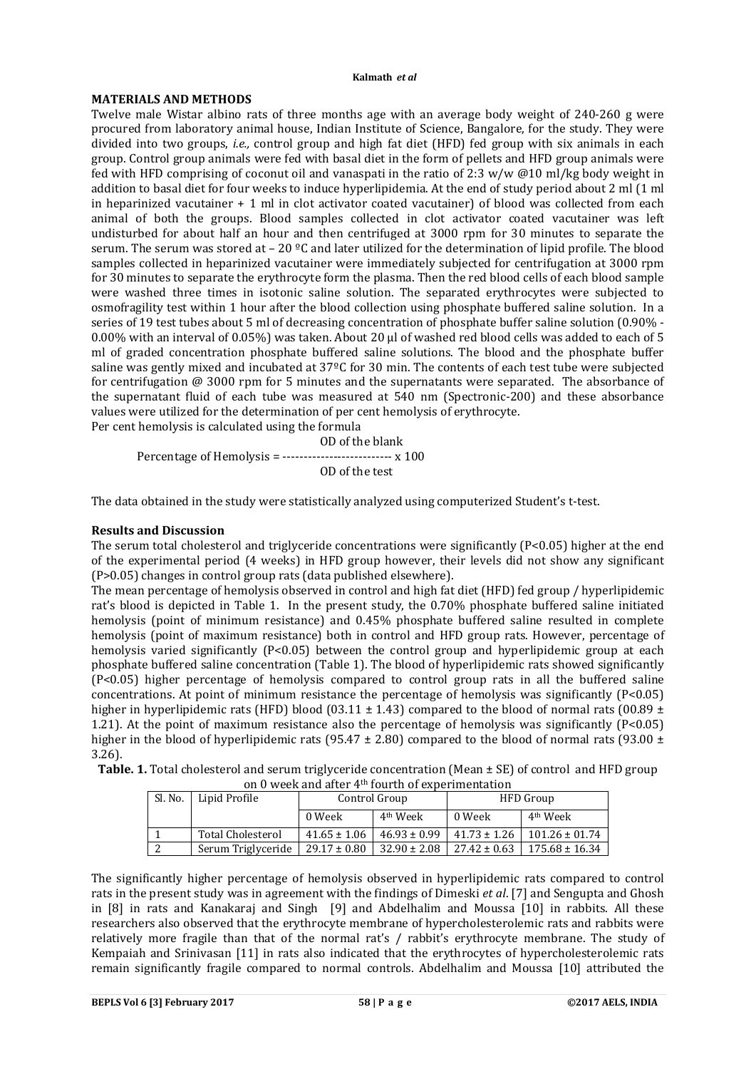## MATERIALS AND METHODS

Twelve male Wistar albino rats of three months age with an average body weight of 240-260 g were procured from laboratory animal house, Indian Institute of Science, Bangalore, for the study. They were divided into two groups, *i.e.,* control group and high fat diet (HFD) fed group with six animals in each group. Control group animals were fed with basal diet in the form of pellets and HFD group animals were fed with HFD comprising of coconut oil and vanaspati in the ratio of 2:3 w/w @10 ml/kg body weight in addition to basal diet for four weeks to induce hyperlipidemia. At the end of study period about 2 ml (1 ml in heparinized vacutainer + 1 ml in clot activator coated vacutainer) of blood was collected from each animal of both the groups. Blood samples collected in clot activator coated vacutainer was left undisturbed for about half an hour and then centrifuged at 3000 rpm for 30 minutes to separate the serum. The serum was stored at – 20 ºC and later utilized for the determination of lipid profile. The blood samples collected in heparinized vacutainer were immediately subjected for centrifugation at 3000 rpm for 30 minutes to separate the erythrocyte form the plasma. Then the red blood cells of each blood sample were washed three times in isotonic saline solution. The separated erythrocytes were subjected to osmofragility test within 1 hour after the blood collection using phosphate buffered saline solution. In a series of 19 test tubes about 5 ml of decreasing concentration of phosphate buffer saline solution (0.90% - 0.00% with an interval of 0.05%) was taken. About 20 µl of washed red blood cells was added to each of 5 ml of graded concentration phosphate buffered saline solutions. The blood and the phosphate buffer saline was gently mixed and incubated at 37ºC for 30 min. The contents of each test tube were subjected for centrifugation @ 3000 rpm for 5 minutes and the supernatants were separated. The absorbance of the supernatant fluid of each tube was measured at 540 nm (Spectronic-200) and these absorbance values were utilized for the determination of per cent hemolysis of erythrocyte.

Per cent hemolysis is calculated using the formula

$$\text{Percentage of Hemolysis} = \frac{\text{OD of the blank}}{\text{OD of the test}} \times 100$$

The data obtained in the study were statistically analyzed using computerized Student's t-test.

## Results and Discussion

The serum total cholesterol and triglyceride concentrations were significantly ($P<0.05$) higher at the end of the experimental period (4 weeks) in HFD group however, their levels did not show any significant ($P>0.05$) changes in control group rats (data published elsewhere).

The mean percentage of hemolysis observed in control and high fat diet (HFD) fed group / hyperlipidemic rat's blood is depicted in Table 1. In the present study, the 0.70% phosphate buffered saline initiated hemolysis (point of minimum resistance) and 0.45% phosphate buffered saline resulted in complete hemolysis (point of maximum resistance) both in control and HFD group rats. However, percentage of hemolysis varied significantly ($P<0.05$) between the control group and hyperlipidemic group at each phosphate buffered saline concentration (Table 1). The blood of hyperlipidemic rats showed significantly ($P<0.05$) higher percentage of hemolysis compared to control group rats in all the buffered saline concentrations. At point of minimum resistance the percentage of hemolysis was significantly ($P<0.05$) higher in hyperlipidemic rats (HFD) blood (03.11 ± 1.43) compared to the blood of normal rats (00.89 ± 1.21). At the point of maximum resistance also the percentage of hemolysis was significantly ($P<0.05$) higher in the blood of hyperlipidemic rats (95.47 ± 2.80) compared to the blood of normal rats (93.00 ± 3.26).

**Table. 1.** Total cholesterol and serum triglyceride concentration (Mean ± SE) of control and HFD group on 0 week and after 4th fourth of experimentation

| Sl. No. | Lipid Profile | Control Group | | HFD Group | |
|---|---|---|---|---|---|
| | | 0 Week | 4th Week | 0 Week | 4th Week |
| 1 | Total Cholesterol | 41.65 ± 1.06 | 46.93 ± 0.99 | 41.73 ± 1.26 | 101.26 ± 01.74 |
| 2 | Serum Triglyceride | 29.17 ± 0.80 | 32.90 ± 2.08 | 27.42 ± 0.63 | 175.68 ± 16.34 |

The significantly higher percentage of hemolysis observed in hyperlipidemic rats compared to control rats in the present study was in agreement with the findings of Dimeski *et al*. [7] and Sengupta and Ghosh in [8] in rats and Kanakaraj and Singh [9] and Abdelhalim and Moussa [10] in rabbits. All these researchers also observed that the erythrocyte membrane of hypercholesterolemic rats and rabbits were relatively more fragile than that of the normal rat's / rabbit's erythrocyte membrane. The study of Kempaiah and Srinivasan [11] in rats also indicated that the erythrocytes of hypercholesterolemic rats remain significantly fragile compared to normal controls. Abdelhalim and Moussa [10] attributed the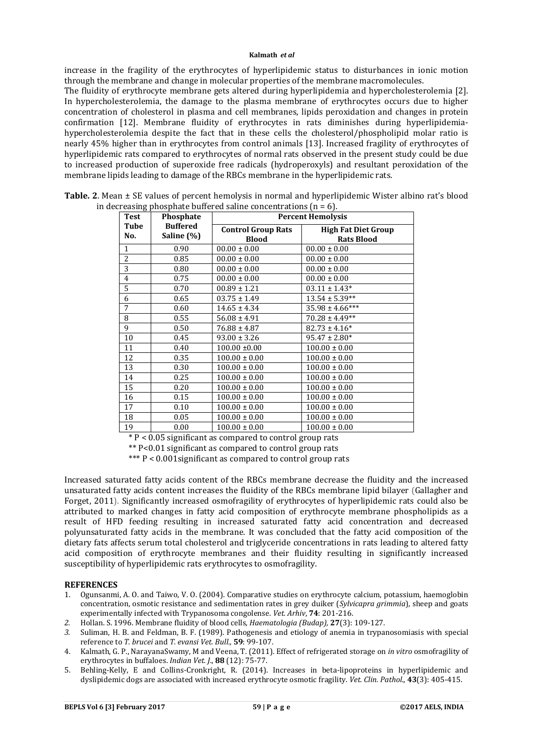increase in the fragility of the erythrocytes of hyperlipidemic status to disturbances in ionic motion through the membrane and change in molecular properties of the membrane macromolecules.

The fluidity of erythrocyte membrane gets altered during hyperlipidemia and hypercholesterolemia [2]. In hypercholesterolemia, the damage to the plasma membrane of erythrocytes occurs due to higher concentration of cholesterol in plasma and cell membranes, lipids peroxidation and changes in protein confirmation [12]. Membrane fluidity of erythrocytes in rats diminishes during hyperlipidemia-hypercholesterolemia despite the fact that in these cells the cholesterol/phospholipid molar ratio is nearly 45% higher than in erythrocytes from control animals [13]. Increased fragility of erythrocytes of hyperlipidemic rats compared to erythrocytes of normal rats observed in the present study could be due to increased production of superoxide free radicals (hydroperoxyls) and resultant peroxidation of the membrane lipids leading to damage of the RBCs membrane in the hyperlipidemic rats.

**Table. 2**. Mean ± SE values of percent hemolysis in normal and hyperlipidemic Wister albino rat's blood in decreasing phosphate buffered saline concentrations (n = 6).

| Test Tube No. | Phosphate Buffered Saline (%) | Percent Hemolysis | |
|---|---|---|---|
| | | **Control Group Rats Blood** | **High Fat Diet Group Rats Blood** |
| 1 | 0.90 | 00.00 ± 0.00 | 00.00 ± 0.00 |
| 2 | 0.85 | 00.00 ± 0.00 | 00.00 ± 0.00 |
| 3 | 0.80 | 00.00 ± 0.00 | 00.00 ± 0.00 |
| 4 | 0.75 | 00.00 ± 0.00 | 00.00 ± 0.00 |
| 5 | 0.70 | 00.89 ± 1.21 | 03.11 ± 1.43* |
| 6 | 0.65 | 03.75 ± 1.49 | 13.54 ± 5.39** |
| 7 | 0.60 | 14.65 ± 4.34 | 35.98 ± 4.66*** |
| 8 | 0.55 | 56.08 ± 4.91 | 70.28 ± 4.49** |
| 9 | 0.50 | 76.88 ± 4.87 | 82.73 ± 4.16* |
| 10 | 0.45 | 93.00 ± 3.26 | 95.47 ± 2.80* |
| 11 | 0.40 | 100.00 ±0.00 | 100.00 ± 0.00 |
| 12 | 0.35 | 100.00 ± 0.00 | 100.00 ± 0.00 |
| 13 | 0.30 | 100.00 ± 0.00 | 100.00 ± 0.00 |
| 14 | 0.25 | 100.00 ± 0.00 | 100.00 ± 0.00 |
| 15 | 0.20 | 100.00 ± 0.00 | 100.00 ± 0.00 |
| 16 | 0.15 | 100.00 ± 0.00 | 100.00 ± 0.00 |
| 17 | 0.10 | 100.00 ± 0.00 | 100.00 ± 0.00 |
| 18 | 0.05 | 100.00 ± 0.00 | 100.00 ± 0.00 |
| 19 | 0.00 | 100.00 ± 0.00 | 100.00 ± 0.00 |

* $P < 0.05$ significant as compared to control group rats

** $P<0.01$ significant as compared to control group rats

*** $P < 0.001$significant as compared to control group rats

Increased saturated fatty acids content of the RBCs membrane decrease the fluidity and the increased unsaturated fatty acids content increases the fluidity of the RBCs membrane lipid bilayer (Gallagher and Forget, 2011). Significantly increased osmofragility of erythrocytes of hyperlipidemic rats could also be attributed to marked changes in fatty acid composition of erythrocyte membrane phospholipids as a result of HFD feeding resulting in increased saturated fatty acid concentration and decreased polyunsaturated fatty acids in the membrane. It was concluded that the fatty acid composition of the dietary fats affects serum total cholesterol and triglyceride concentrations in rats leading to altered fatty acid composition of erythrocyte membranes and their fluidity resulting in significantly increased susceptibility of hyperlipidemic rats erythrocytes to osmofragility.

## REFERENCES

1. Ogunsanmi, A. O. and Taiwo, V. O. (2004). Comparative studies on erythrocyte calcium, potassium, haemoglobin concentration, osmotic resistance and sedimentation rates in grey duiker (*Sylvicapra grimmia*), sheep and goats experimentally infected with Trypanosoma congolense. *Vet. Arhiv*, **74**: 201-216.
2. Hollan. S. 1996. Membrane fluidity of blood cells, *Haematologia (Budap),* **27**(3): 109-127.
3. Suliman, H. B. and Feldman, B. F. (1989). Pathogenesis and etiology of anemia in trypanosomiasis with special reference to *T. brucei* and *T. evansi Vet. Bull.,* **59**: 99-107.
4. Kalmath, G. P., NarayanaSwamy, M and Veena, T. (2011). Effect of refrigerated storage on *in vitro* osmofragility of erythrocytes in buffaloes. *Indian Vet. J*., **88** (12): 75-77.
5. Behling-Kelly, E and Collins-Cronkright, R. (2014). Increases in beta-lipoproteins in hyperlipidemic and dyslipidemic dogs are associated with increased erythrocyte osmotic fragility. *Vet. Clin. Pathol*., **43**(3): 405-415.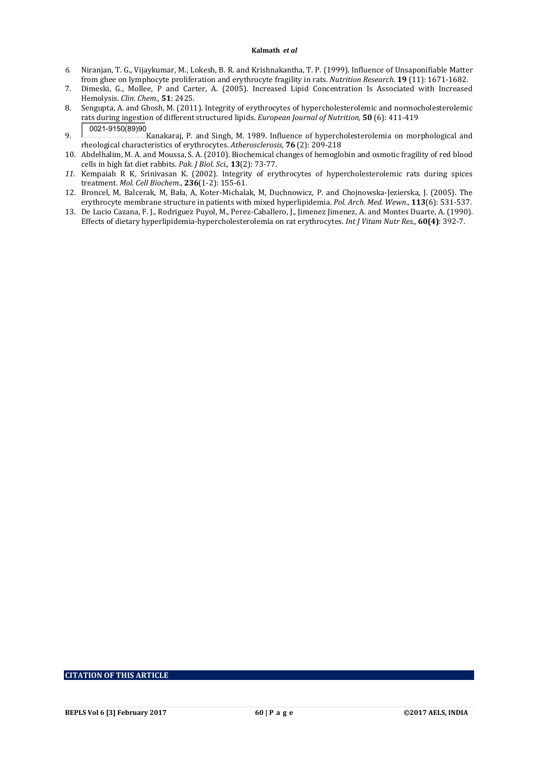6. Niranjan, T. G., Vijaykumar, M., Lokesh, B. R. and Krishnakantha, T. P. (1999). Influence of Unsaponifiable Matter from ghee on lymphocyte proliferation and erythrocyte fragility in rats. *Nutrition Research*. **19** (11): 1671-1682.
7. Dimeski, G., Mollee, P and Carter, A. (2005). Increased Lipid Concentration Is Associated with Increased Hemolysis. *Clin. Chem.,* **51**: 2425.
8. Sengupta, A. and Ghosh, M. (2011). Integrity of erythrocytes of hypercholesterolemic and normocholesterolemic rats during ingestion of different structured lipids. *European Journal of Nutrition,* **50** (6): 411-419
9. 0021-9150(89)90 Kanakaraj, P. and Singh, M. 1989. Influence of hypercholesterolemia on morphological and rheological characteristics of erythrocytes. *Atherosclerosis,* **76** (2): 209-218
10. Abdelhalim, M. A. and Moussa, S. A. (2010). Biochemical changes of hemoglobin and osmotic fragility of red blood cells in high fat diet rabbits. *Pak. J Biol. Sci.,* **13**(2): 73-77.
11. Kempaiah R K, Srinivasan K. (2002). Integrity of erythrocytes of hypercholesterolemic rats during spices treatment. *Mol. Cell Biochem*., **236**(1-2): 155-61.
12. Broncel, M, Balcerak, M, Bała, A, Koter-Michalak, M, Duchnowicz, P. and Chojnowska-Jezierska, J. (2005). The erythrocyte membrane structure in patients with mixed hyperlipidemia. *Pol. Arch. Med. Wewn*., **113**(6): 531-537.
13. De Lucio Cazana, F. J., Rodriguez Puyol, M., Perez-Caballero, J., Jimenez Jimenez, A. and Montes Duarte, A. (1990). Effects of dietary hyperlipidemia-hypercholesterolemia on rat erythrocytes. *Int J Vitam Nutr Res.,* **60(4)**: 392-7.

**CITATION OF THIS ARTICLE**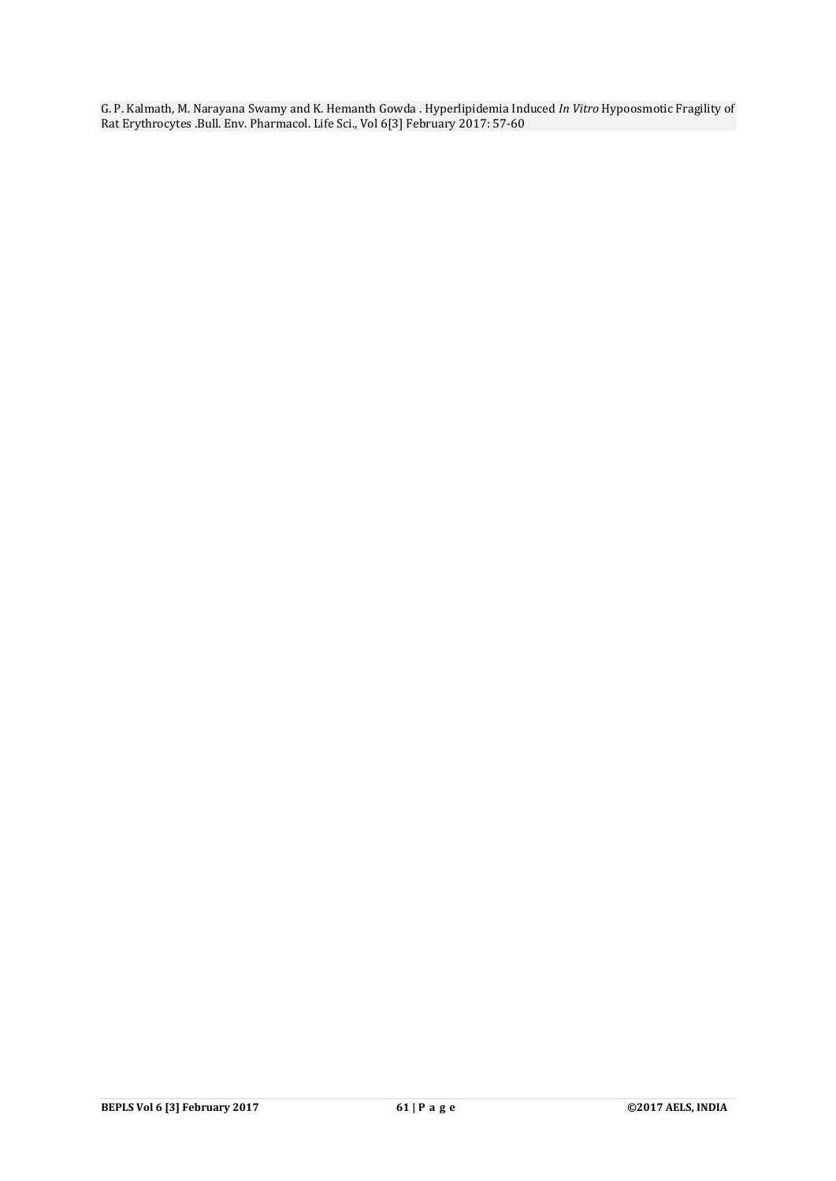G. P. Kalmath, M. Narayana Swamy and K. Hemanth Gowda . Hyperlipidemia Induced *In Vitro* Hypoosmotic Fragility of Rat Erythrocytes .Bull. Env. Pharmacol. Life Sci., Vol 6[3] February 2017: 57-60